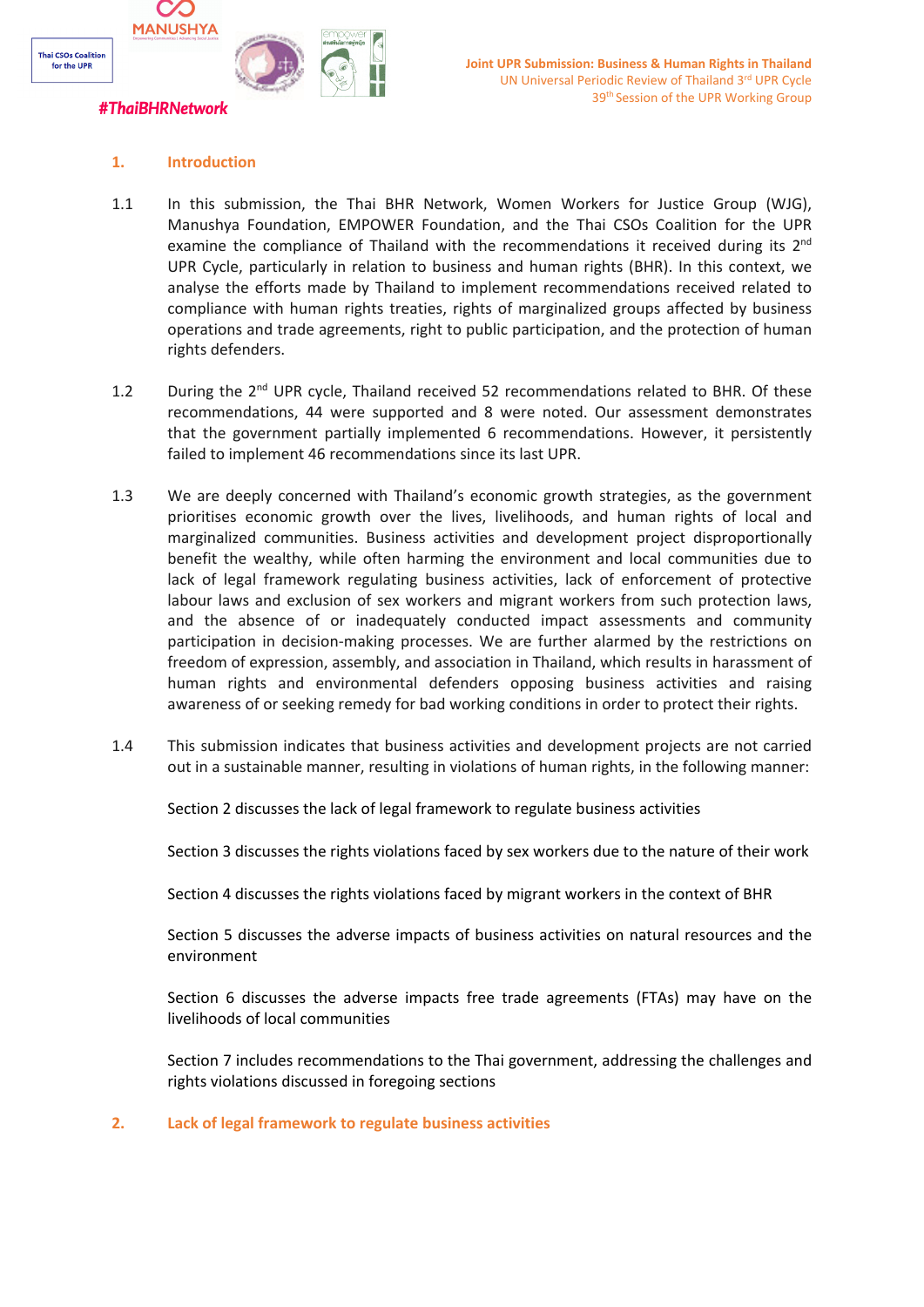Thai CSOs Coalition for the UPR

MANUSHYA

#ThaiBHRNetwork

**Joint UPR Submission: Business & Human Rights in Thailand**
UN Universal Periodic Review of Thailand 3rd UPR Cycle
39th Session of the UPR Working Group

## 1. Introduction

1.1 In this submission, the Thai BHR Network, Women Workers for Justice Group (WJG), Manushya Foundation, EMPOWER Foundation, and the Thai CSOs Coalition for the UPR examine the compliance of Thailand with the recommendations it received during its 2nd UPR Cycle, particularly in relation to business and human rights (BHR). In this context, we analyse the efforts made by Thailand to implement recommendations received related to compliance with human rights treaties, rights of marginalized groups affected by business operations and trade agreements, right to public participation, and the protection of human rights defenders.

1.2 During the 2nd UPR cycle, Thailand received 52 recommendations related to BHR. Of these recommendations, 44 were supported and 8 were noted. Our assessment demonstrates that the government partially implemented 6 recommendations. However, it persistently failed to implement 46 recommendations since its last UPR.

1.3 We are deeply concerned with Thailand's economic growth strategies, as the government prioritises economic growth over the lives, livelihoods, and human rights of local and marginalized communities. Business activities and development project disproportionally benefit the wealthy, while often harming the environment and local communities due to lack of legal framework regulating business activities, lack of enforcement of protective labour laws and exclusion of sex workers and migrant workers from such protection laws, and the absence of or inadequately conducted impact assessments and community participation in decision-making processes. We are further alarmed by the restrictions on freedom of expression, assembly, and association in Thailand, which results in harassment of human rights and environmental defenders opposing business activities and raising awareness of or seeking remedy for bad working conditions in order to protect their rights.

1.4 This submission indicates that business activities and development projects are not carried out in a sustainable manner, resulting in violations of human rights, in the following manner:

Section 2 discusses the lack of legal framework to regulate business activities

Section 3 discusses the rights violations faced by sex workers due to the nature of their work

Section 4 discusses the rights violations faced by migrant workers in the context of BHR

Section 5 discusses the adverse impacts of business activities on natural resources and the environment

Section 6 discusses the adverse impacts free trade agreements (FTAs) may have on the livelihoods of local communities

Section 7 includes recommendations to the Thai government, addressing the challenges and rights violations discussed in foregoing sections

## 2. Lack of legal framework to regulate business activities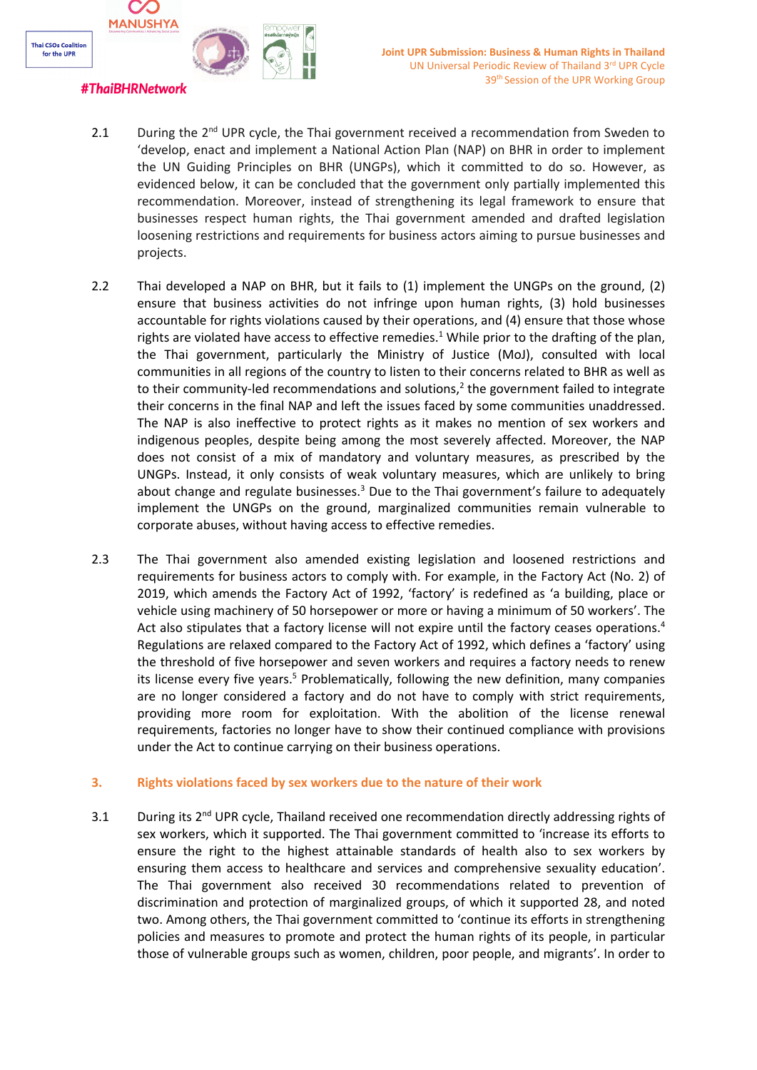2.1 During the 2nd UPR cycle, the Thai government received a recommendation from Sweden to 'develop, enact and implement a National Action Plan (NAP) on BHR in order to implement the UN Guiding Principles on BHR (UNGPs), which it committed to do so. However, as evidenced below, it can be concluded that the government only partially implemented this recommendation. Moreover, instead of strengthening its legal framework to ensure that businesses respect human rights, the Thai government amended and drafted legislation loosening restrictions and requirements for business actors aiming to pursue businesses and projects.

2.2 Thai developed a NAP on BHR, but it fails to (1) implement the UNGPs on the ground, (2) ensure that business activities do not infringe upon human rights, (3) hold businesses accountable for rights violations caused by their operations, and (4) ensure that those whose rights are violated have access to effective remedies.[1] While prior to the drafting of the plan, the Thai government, particularly the Ministry of Justice (MoJ), consulted with local communities in all regions of the country to listen to their concerns related to BHR as well as to their community-led recommendations and solutions,[2] the government failed to integrate their concerns in the final NAP and left the issues faced by some communities unaddressed. The NAP is also ineffective to protect rights as it makes no mention of sex workers and indigenous peoples, despite being among the most severely affected. Moreover, the NAP does not consist of a mix of mandatory and voluntary measures, as prescribed by the UNGPs. Instead, it only consists of weak voluntary measures, which are unlikely to bring about change and regulate businesses.[3] Due to the Thai government's failure to adequately implement the UNGPs on the ground, marginalized communities remain vulnerable to corporate abuses, without having access to effective remedies.

2.3 The Thai government also amended existing legislation and loosened restrictions and requirements for business actors to comply with. For example, in the Factory Act (No. 2) of 2019, which amends the Factory Act of 1992, 'factory' is redefined as 'a building, place or vehicle using machinery of 50 horsepower or more or having a minimum of 50 workers'. The Act also stipulates that a factory license will not expire until the factory ceases operations.[4] Regulations are relaxed compared to the Factory Act of 1992, which defines a 'factory' using the threshold of five horsepower and seven workers and requires a factory needs to renew its license every five years.[5] Problematically, following the new definition, many companies are no longer considered a factory and do not have to comply with strict requirements, providing more room for exploitation. With the abolition of the license renewal requirements, factories no longer have to show their continued compliance with provisions under the Act to continue carrying on their business operations.

## 3. Rights violations faced by sex workers due to the nature of their work

3.1 During its 2nd UPR cycle, Thailand received one recommendation directly addressing rights of sex workers, which it supported. The Thai government committed to 'increase its efforts to ensure the right to the highest attainable standards of health also to sex workers by ensuring them access to healthcare and services and comprehensive sexuality education'. The Thai government also received 30 recommendations related to prevention of discrimination and protection of marginalized groups, of which it supported 28, and noted two. Among others, the Thai government committed to 'continue its efforts in strengthening policies and measures to promote and protect the human rights of its people, in particular those of vulnerable groups such as women, children, poor people, and migrants'. In order to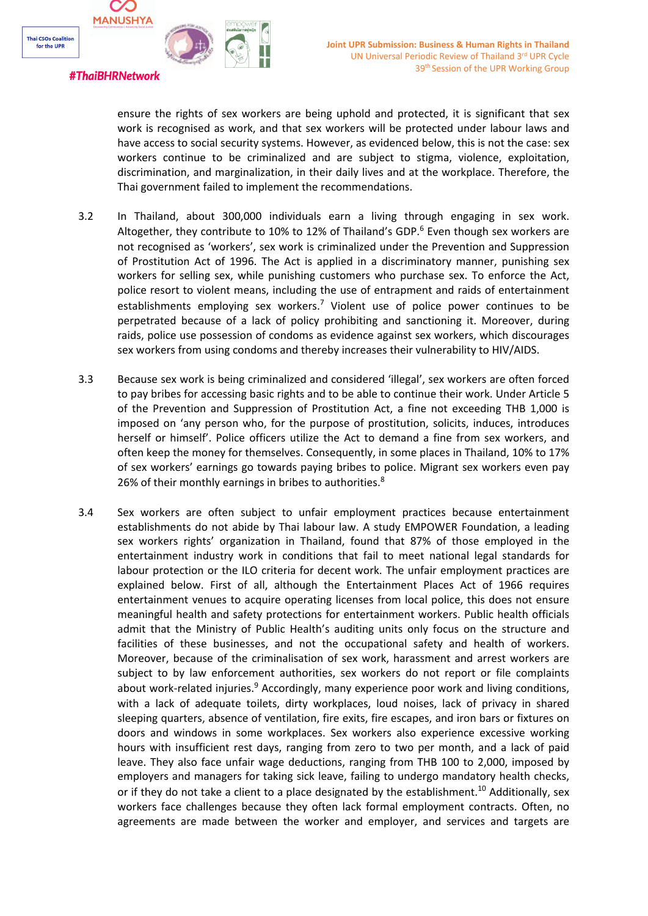ensure the rights of sex workers are being uphold and protected, it is significant that sex work is recognised as work, and that sex workers will be protected under labour laws and have access to social security systems. However, as evidenced below, this is not the case: sex workers continue to be criminalized and are subject to stigma, violence, exploitation, discrimination, and marginalization, in their daily lives and at the workplace. Therefore, the Thai government failed to implement the recommendations.

3.2 In Thailand, about 300,000 individuals earn a living through engaging in sex work. Altogether, they contribute to 10% to 12% of Thailand's GDP.[6] Even though sex workers are not recognised as 'workers', sex work is criminalized under the Prevention and Suppression of Prostitution Act of 1996. The Act is applied in a discriminatory manner, punishing sex workers for selling sex, while punishing customers who purchase sex. To enforce the Act, police resort to violent means, including the use of entrapment and raids of entertainment establishments employing sex workers.[7] Violent use of police power continues to be perpetrated because of a lack of policy prohibiting and sanctioning it. Moreover, during raids, police use possession of condoms as evidence against sex workers, which discourages sex workers from using condoms and thereby increases their vulnerability to HIV/AIDS.

3.3 Because sex work is being criminalized and considered 'illegal', sex workers are often forced to pay bribes for accessing basic rights and to be able to continue their work. Under Article 5 of the Prevention and Suppression of Prostitution Act, a fine not exceeding THB 1,000 is imposed on 'any person who, for the purpose of prostitution, solicits, induces, introduces herself or himself'. Police officers utilize the Act to demand a fine from sex workers, and often keep the money for themselves. Consequently, in some places in Thailand, 10% to 17% of sex workers' earnings go towards paying bribes to police. Migrant sex workers even pay 26% of their monthly earnings in bribes to authorities.[8]

3.4 Sex workers are often subject to unfair employment practices because entertainment establishments do not abide by Thai labour law. A study EMPOWER Foundation, a leading sex workers rights' organization in Thailand, found that 87% of those employed in the entertainment industry work in conditions that fail to meet national legal standards for labour protection or the ILO criteria for decent work. The unfair employment practices are explained below. First of all, although the Entertainment Places Act of 1966 requires entertainment venues to acquire operating licenses from local police, this does not ensure meaningful health and safety protections for entertainment workers. Public health officials admit that the Ministry of Public Health's auditing units only focus on the structure and facilities of these businesses, and not the occupational safety and health of workers. Moreover, because of the criminalisation of sex work, harassment and arrest workers are subject to by law enforcement authorities, sex workers do not report or file complaints about work-related injuries.[9] Accordingly, many experience poor work and living conditions, with a lack of adequate toilets, dirty workplaces, loud noises, lack of privacy in shared sleeping quarters, absence of ventilation, fire exits, fire escapes, and iron bars or fixtures on doors and windows in some workplaces. Sex workers also experience excessive working hours with insufficient rest days, ranging from zero to two per month, and a lack of paid leave. They also face unfair wage deductions, ranging from THB 100 to 2,000, imposed by employers and managers for taking sick leave, failing to undergo mandatory health checks, or if they do not take a client to a place designated by the establishment.[10] Additionally, sex workers face challenges because they often lack formal employment contracts. Often, no agreements are made between the worker and employer, and services and targets are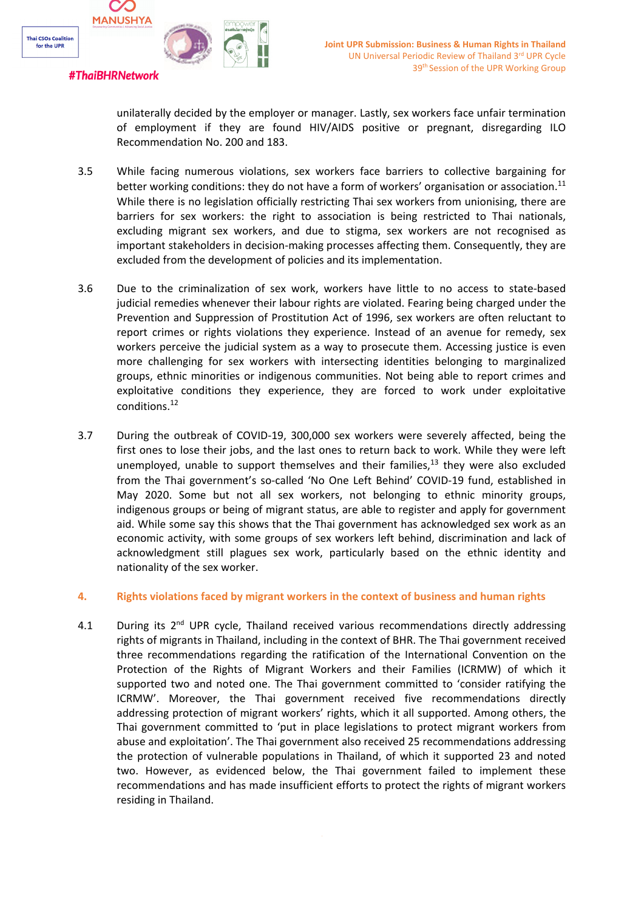unilaterally decided by the employer or manager. Lastly, sex workers face unfair termination of employment if they are found HIV/AIDS positive or pregnant, disregarding ILO Recommendation No. 200 and 183.

3.5 While facing numerous violations, sex workers face barriers to collective bargaining for better working conditions: they do not have a form of workers' organisation or association.[11] While there is no legislation officially restricting Thai sex workers from unionising, there are barriers for sex workers: the right to association is being restricted to Thai nationals, excluding migrant sex workers, and due to stigma, sex workers are not recognised as important stakeholders in decision-making processes affecting them. Consequently, they are excluded from the development of policies and its implementation.

3.6 Due to the criminalization of sex work, workers have little to no access to state-based judicial remedies whenever their labour rights are violated. Fearing being charged under the Prevention and Suppression of Prostitution Act of 1996, sex workers are often reluctant to report crimes or rights violations they experience. Instead of an avenue for remedy, sex workers perceive the judicial system as a way to prosecute them. Accessing justice is even more challenging for sex workers with intersecting identities belonging to marginalized groups, ethnic minorities or indigenous communities. Not being able to report crimes and exploitative conditions they experience, they are forced to work under exploitative conditions.[12]

3.7 During the outbreak of COVID-19, 300,000 sex workers were severely affected, being the first ones to lose their jobs, and the last ones to return back to work. While they were left unemployed, unable to support themselves and their families,[13] they were also excluded from the Thai government's so-called 'No One Left Behind' COVID-19 fund, established in May 2020. Some but not all sex workers, not belonging to ethnic minority groups, indigenous groups or being of migrant status, are able to register and apply for government aid. While some say this shows that the Thai government has acknowledged sex work as an economic activity, with some groups of sex workers left behind, discrimination and lack of acknowledgment still plagues sex work, particularly based on the ethnic identity and nationality of the sex worker.

## 4. Rights violations faced by migrant workers in the context of business and human rights

4.1 During its 2nd UPR cycle, Thailand received various recommendations directly addressing rights of migrants in Thailand, including in the context of BHR. The Thai government received three recommendations regarding the ratification of the International Convention on the Protection of the Rights of Migrant Workers and their Families (ICRMW) of which it supported two and noted one. The Thai government committed to 'consider ratifying the ICRMW'. Moreover, the Thai government received five recommendations directly addressing protection of migrant workers' rights, which it all supported. Among others, the Thai government committed to 'put in place legislations to protect migrant workers from abuse and exploitation'. The Thai government also received 25 recommendations addressing the protection of vulnerable populations in Thailand, of which it supported 23 and noted two. However, as evidenced below, the Thai government failed to implement these recommendations and has made insufficient efforts to protect the rights of migrant workers residing in Thailand.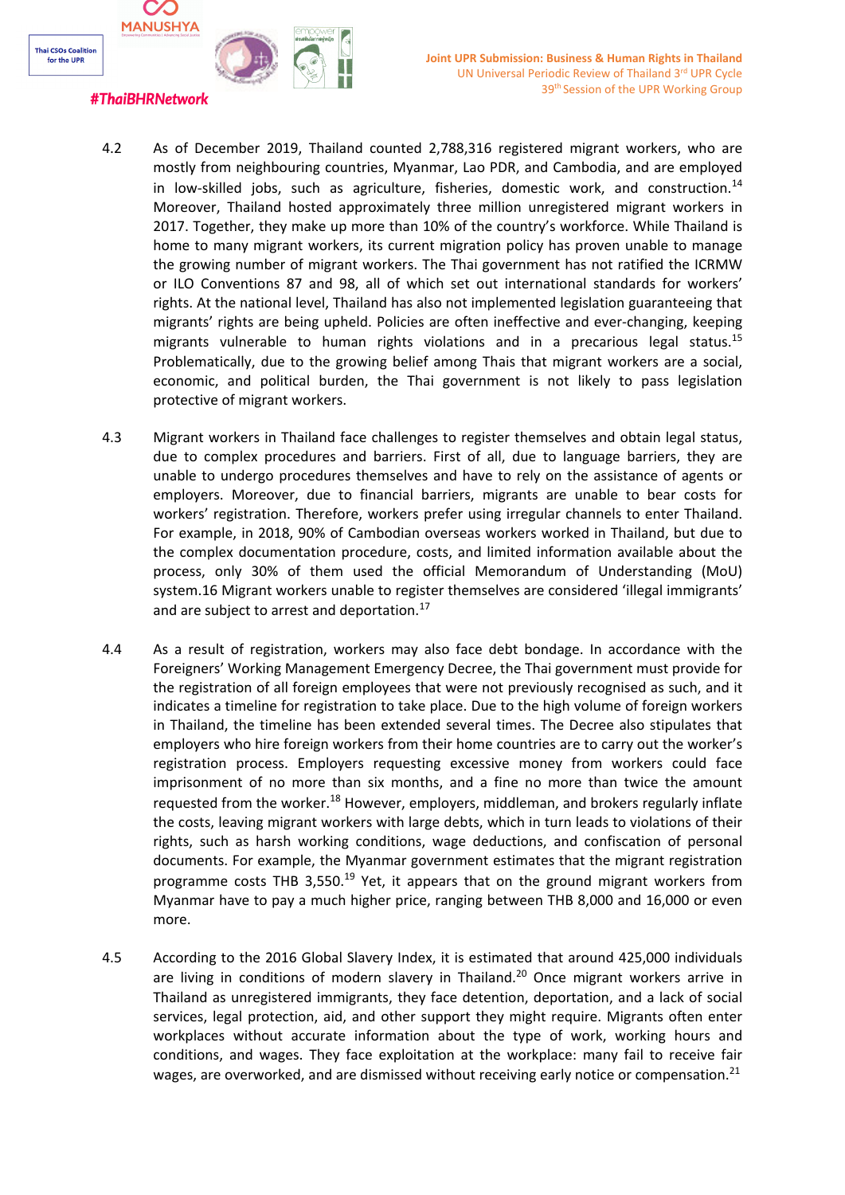4.2 As of December 2019, Thailand counted 2,788,316 registered migrant workers, who are mostly from neighbouring countries, Myanmar, Lao PDR, and Cambodia, and are employed in low-skilled jobs, such as agriculture, fisheries, domestic work, and construction.[14] Moreover, Thailand hosted approximately three million unregistered migrant workers in 2017. Together, they make up more than 10% of the country's workforce. While Thailand is home to many migrant workers, its current migration policy has proven unable to manage the growing number of migrant workers. The Thai government has not ratified the ICRMW or ILO Conventions 87 and 98, all of which set out international standards for workers' rights. At the national level, Thailand has also not implemented legislation guaranteeing that migrants' rights are being upheld. Policies are often ineffective and ever-changing, keeping migrants vulnerable to human rights violations and in a precarious legal status.[15] Problematically, due to the growing belief among Thais that migrant workers are a social, economic, and political burden, the Thai government is not likely to pass legislation protective of migrant workers.

4.3 Migrant workers in Thailand face challenges to register themselves and obtain legal status, due to complex procedures and barriers. First of all, due to language barriers, they are unable to undergo procedures themselves and have to rely on the assistance of agents or employers. Moreover, due to financial barriers, migrants are unable to bear costs for workers' registration. Therefore, workers prefer using irregular channels to enter Thailand. For example, in 2018, 90% of Cambodian overseas workers worked in Thailand, but due to the complex documentation procedure, costs, and limited information available about the process, only 30% of them used the official Memorandum of Understanding (MoU) system.16 Migrant workers unable to register themselves are considered 'illegal immigrants' and are subject to arrest and deportation.[17]

4.4 As a result of registration, workers may also face debt bondage. In accordance with the Foreigners' Working Management Emergency Decree, the Thai government must provide for the registration of all foreign employees that were not previously recognised as such, and it indicates a timeline for registration to take place. Due to the high volume of foreign workers in Thailand, the timeline has been extended several times. The Decree also stipulates that employers who hire foreign workers from their home countries are to carry out the worker's registration process. Employers requesting excessive money from workers could face imprisonment of no more than six months, and a fine no more than twice the amount requested from the worker.[18] However, employers, middleman, and brokers regularly inflate the costs, leaving migrant workers with large debts, which in turn leads to violations of their rights, such as harsh working conditions, wage deductions, and confiscation of personal documents. For example, the Myanmar government estimates that the migrant registration programme costs THB 3,550.[19] Yet, it appears that on the ground migrant workers from Myanmar have to pay a much higher price, ranging between THB 8,000 and 16,000 or even more.

4.5 According to the 2016 Global Slavery Index, it is estimated that around 425,000 individuals are living in conditions of modern slavery in Thailand.[20] Once migrant workers arrive in Thailand as unregistered immigrants, they face detention, deportation, and a lack of social services, legal protection, aid, and other support they might require. Migrants often enter workplaces without accurate information about the type of work, working hours and conditions, and wages. They face exploitation at the workplace: many fail to receive fair wages, are overworked, and are dismissed without receiving early notice or compensation.[21]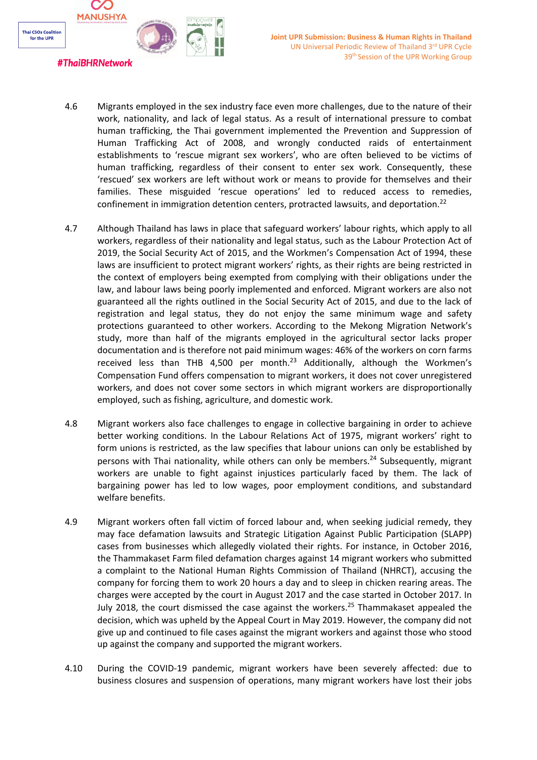4.6 Migrants employed in the sex industry face even more challenges, due to the nature of their work, nationality, and lack of legal status. As a result of international pressure to combat human trafficking, the Thai government implemented the Prevention and Suppression of Human Trafficking Act of 2008, and wrongly conducted raids of entertainment establishments to 'rescue migrant sex workers', who are often believed to be victims of human trafficking, regardless of their consent to enter sex work. Consequently, these 'rescued' sex workers are left without work or means to provide for themselves and their families. These misguided 'rescue operations' led to reduced access to remedies, confinement in immigration detention centers, protracted lawsuits, and deportation.[22]

4.7 Although Thailand has laws in place that safeguard workers' labour rights, which apply to all workers, regardless of their nationality and legal status, such as the Labour Protection Act of 2019, the Social Security Act of 2015, and the Workmen's Compensation Act of 1994, these laws are insufficient to protect migrant workers' rights, as their rights are being restricted in the context of employers being exempted from complying with their obligations under the law, and labour laws being poorly implemented and enforced. Migrant workers are also not guaranteed all the rights outlined in the Social Security Act of 2015, and due to the lack of registration and legal status, they do not enjoy the same minimum wage and safety protections guaranteed to other workers. According to the Mekong Migration Network's study, more than half of the migrants employed in the agricultural sector lacks proper documentation and is therefore not paid minimum wages: 46% of the workers on corn farms received less than THB 4,500 per month.[23] Additionally, although the Workmen's Compensation Fund offers compensation to migrant workers, it does not cover unregistered workers, and does not cover some sectors in which migrant workers are disproportionally employed, such as fishing, agriculture, and domestic work.

4.8 Migrant workers also face challenges to engage in collective bargaining in order to achieve better working conditions. In the Labour Relations Act of 1975, migrant workers' right to form unions is restricted, as the law specifies that labour unions can only be established by persons with Thai nationality, while others can only be members.[24] Subsequently, migrant workers are unable to fight against injustices particularly faced by them. The lack of bargaining power has led to low wages, poor employment conditions, and substandard welfare benefits.

4.9 Migrant workers often fall victim of forced labour and, when seeking judicial remedy, they may face defamation lawsuits and Strategic Litigation Against Public Participation (SLAPP) cases from businesses which allegedly violated their rights. For instance, in October 2016, the Thammakaset Farm filed defamation charges against 14 migrant workers who submitted a complaint to the National Human Rights Commission of Thailand (NHRCT), accusing the company for forcing them to work 20 hours a day and to sleep in chicken rearing areas. The charges were accepted by the court in August 2017 and the case started in October 2017. In July 2018, the court dismissed the case against the workers.[25] Thammakaset appealed the decision, which was upheld by the Appeal Court in May 2019. However, the company did not give up and continued to file cases against the migrant workers and against those who stood up against the company and supported the migrant workers.

4.10 During the COVID-19 pandemic, migrant workers have been severely affected: due to business closures and suspension of operations, many migrant workers have lost their jobs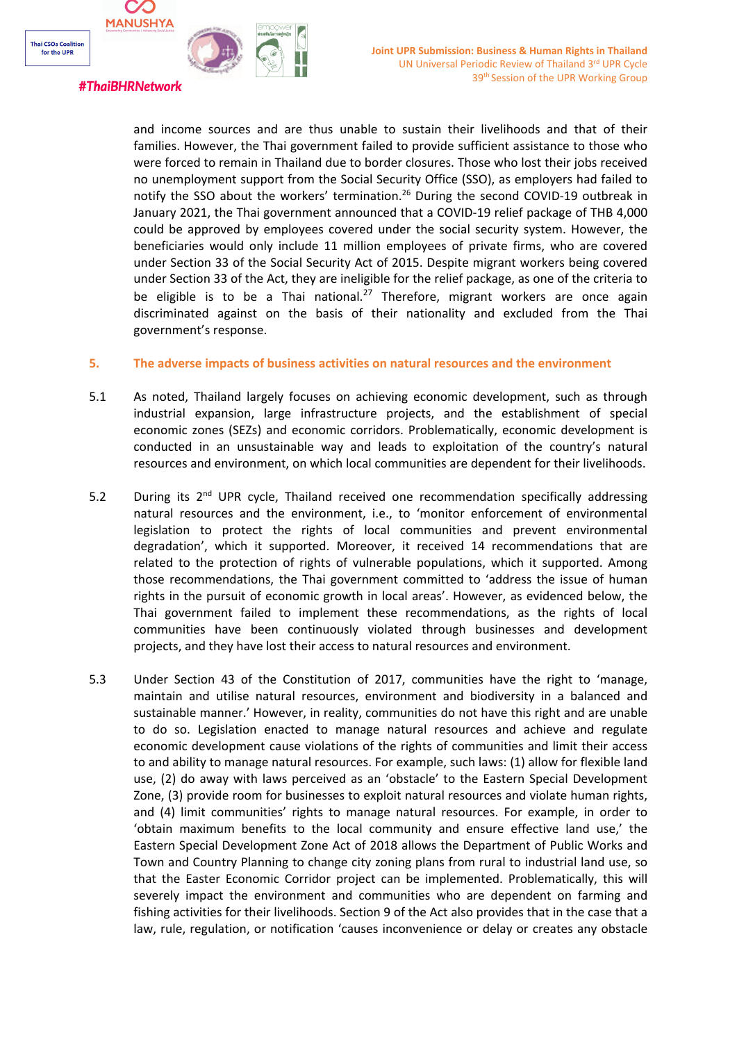and income sources and are thus unable to sustain their livelihoods and that of their families. However, the Thai government failed to provide sufficient assistance to those who were forced to remain in Thailand due to border closures. Those who lost their jobs received no unemployment support from the Social Security Office (SSO), as employers had failed to notify the SSO about the workers' termination.[26] During the second COVID-19 outbreak in January 2021, the Thai government announced that a COVID-19 relief package of THB 4,000 could be approved by employees covered under the social security system. However, the beneficiaries would only include 11 million employees of private firms, who are covered under Section 33 of the Social Security Act of 2015. Despite migrant workers being covered under Section 33 of the Act, they are ineligible for the relief package, as one of the criteria to be eligible is to be a Thai national.[27] Therefore, migrant workers are once again discriminated against on the basis of their nationality and excluded from the Thai government's response.

## 5. The adverse impacts of business activities on natural resources and the environment

5.1 As noted, Thailand largely focuses on achieving economic development, such as through industrial expansion, large infrastructure projects, and the establishment of special economic zones (SEZs) and economic corridors. Problematically, economic development is conducted in an unsustainable way and leads to exploitation of the country's natural resources and environment, on which local communities are dependent for their livelihoods.

5.2 During its 2nd UPR cycle, Thailand received one recommendation specifically addressing natural resources and the environment, i.e., to 'monitor enforcement of environmental legislation to protect the rights of local communities and prevent environmental degradation', which it supported. Moreover, it received 14 recommendations that are related to the protection of rights of vulnerable populations, which it supported. Among those recommendations, the Thai government committed to 'address the issue of human rights in the pursuit of economic growth in local areas'. However, as evidenced below, the Thai government failed to implement these recommendations, as the rights of local communities have been continuously violated through businesses and development projects, and they have lost their access to natural resources and environment.

5.3 Under Section 43 of the Constitution of 2017, communities have the right to 'manage, maintain and utilise natural resources, environment and biodiversity in a balanced and sustainable manner.' However, in reality, communities do not have this right and are unable to do so. Legislation enacted to manage natural resources and achieve and regulate economic development cause violations of the rights of communities and limit their access to and ability to manage natural resources. For example, such laws: (1) allow for flexible land use, (2) do away with laws perceived as an 'obstacle' to the Eastern Special Development Zone, (3) provide room for businesses to exploit natural resources and violate human rights, and (4) limit communities' rights to manage natural resources. For example, in order to 'obtain maximum benefits to the local community and ensure effective land use,' the Eastern Special Development Zone Act of 2018 allows the Department of Public Works and Town and Country Planning to change city zoning plans from rural to industrial land use, so that the Easter Economic Corridor project can be implemented. Problematically, this will severely impact the environment and communities who are dependent on farming and fishing activities for their livelihoods. Section 9 of the Act also provides that in the case that a law, rule, regulation, or notification 'causes inconvenience or delay or creates any obstacle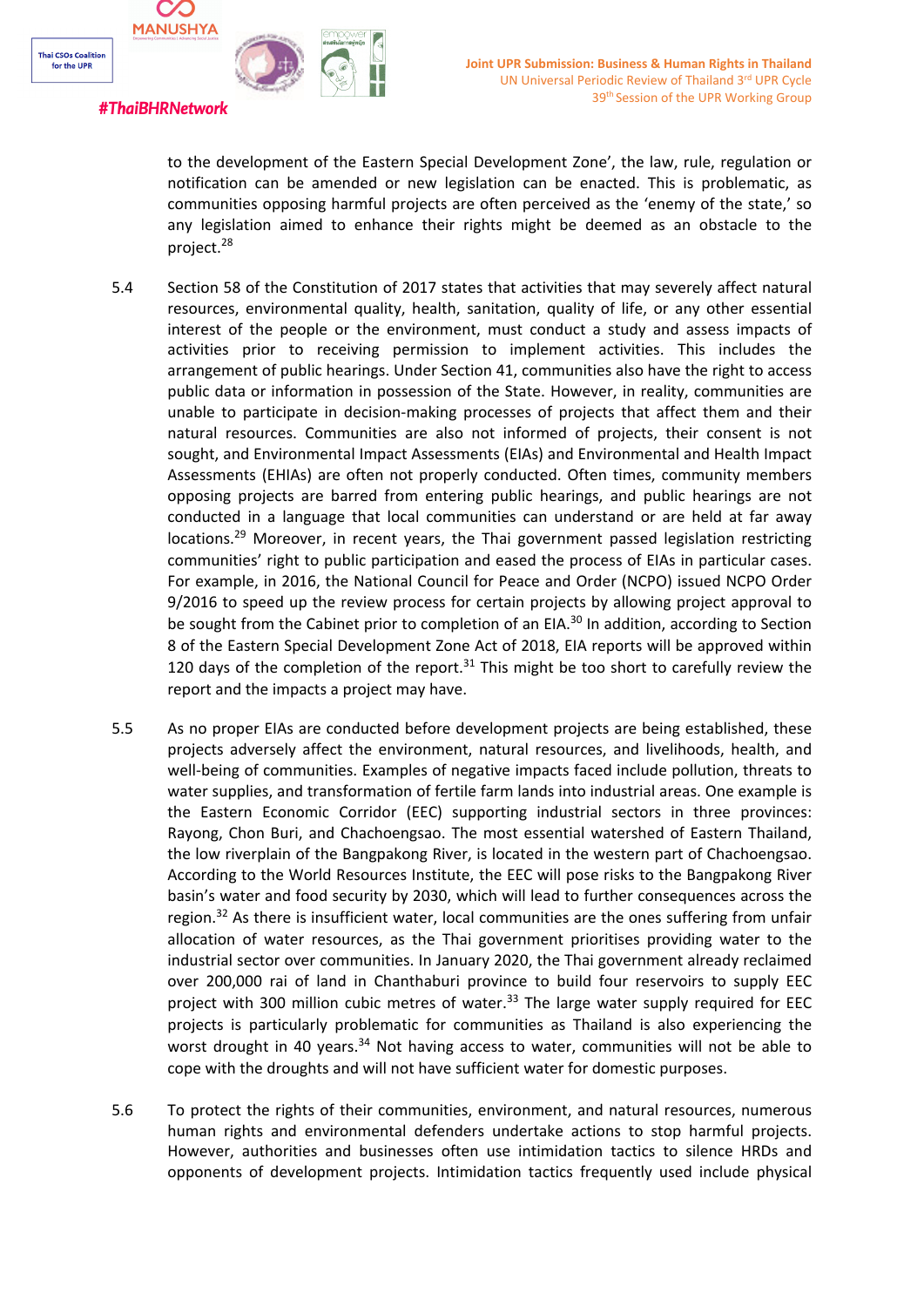to the development of the Eastern Special Development Zone', the law, rule, regulation or notification can be amended or new legislation can be enacted. This is problematic, as communities opposing harmful projects are often perceived as the 'enemy of the state,' so any legislation aimed to enhance their rights might be deemed as an obstacle to the project.[28]

5.4 Section 58 of the Constitution of 2017 states that activities that may severely affect natural resources, environmental quality, health, sanitation, quality of life, or any other essential interest of the people or the environment, must conduct a study and assess impacts of activities prior to receiving permission to implement activities. This includes the arrangement of public hearings. Under Section 41, communities also have the right to access public data or information in possession of the State. However, in reality, communities are unable to participate in decision-making processes of projects that affect them and their natural resources. Communities are also not informed of projects, their consent is not sought, and Environmental Impact Assessments (EIAs) and Environmental and Health Impact Assessments (EHIAs) are often not properly conducted. Often times, community members opposing projects are barred from entering public hearings, and public hearings are not conducted in a language that local communities can understand or are held at far away locations.[29] Moreover, in recent years, the Thai government passed legislation restricting communities' right to public participation and eased the process of EIAs in particular cases. For example, in 2016, the National Council for Peace and Order (NCPO) issued NCPO Order 9/2016 to speed up the review process for certain projects by allowing project approval to be sought from the Cabinet prior to completion of an EIA.[30] In addition, according to Section 8 of the Eastern Special Development Zone Act of 2018, EIA reports will be approved within 120 days of the completion of the report.[31] This might be too short to carefully review the report and the impacts a project may have.

5.5 As no proper EIAs are conducted before development projects are being established, these projects adversely affect the environment, natural resources, and livelihoods, health, and well-being of communities. Examples of negative impacts faced include pollution, threats to water supplies, and transformation of fertile farm lands into industrial areas. One example is the Eastern Economic Corridor (EEC) supporting industrial sectors in three provinces: Rayong, Chon Buri, and Chachoengsao. The most essential watershed of Eastern Thailand, the low riverplain of the Bangpakong River, is located in the western part of Chachoengsao. According to the World Resources Institute, the EEC will pose risks to the Bangpakong River basin's water and food security by 2030, which will lead to further consequences across the region.[32] As there is insufficient water, local communities are the ones suffering from unfair allocation of water resources, as the Thai government prioritises providing water to the industrial sector over communities. In January 2020, the Thai government already reclaimed over 200,000 rai of land in Chanthaburi province to build four reservoirs to supply EEC project with 300 million cubic metres of water.[33] The large water supply required for EEC projects is particularly problematic for communities as Thailand is also experiencing the worst drought in 40 years.[34] Not having access to water, communities will not be able to cope with the droughts and will not have sufficient water for domestic purposes.

5.6 To protect the rights of their communities, environment, and natural resources, numerous human rights and environmental defenders undertake actions to stop harmful projects. However, authorities and businesses often use intimidation tactics to silence HRDs and opponents of development projects. Intimidation tactics frequently used include physical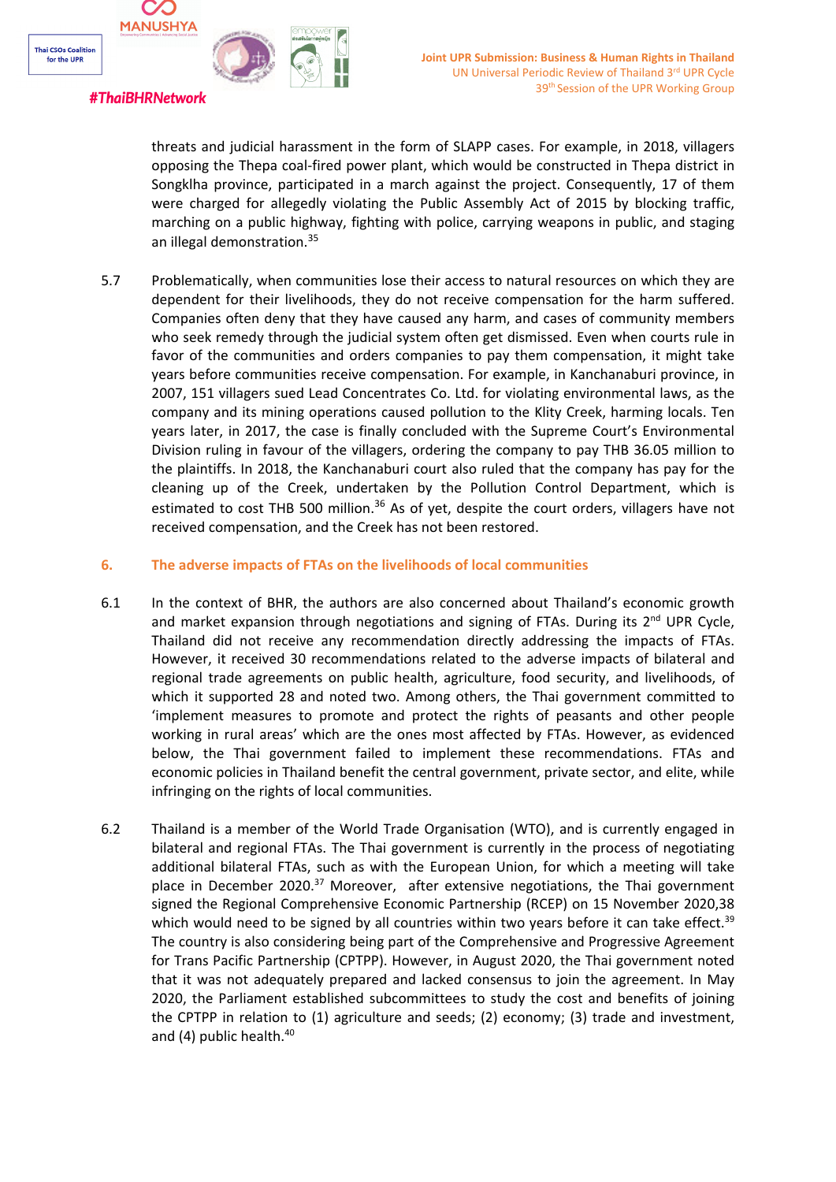threats and judicial harassment in the form of SLAPP cases. For example, in 2018, villagers opposing the Thepa coal-fired power plant, which would be constructed in Thepa district in Songklha province, participated in a march against the project. Consequently, 17 of them were charged for allegedly violating the Public Assembly Act of 2015 by blocking traffic, marching on a public highway, fighting with police, carrying weapons in public, and staging an illegal demonstration.[35]

5.7 Problematically, when communities lose their access to natural resources on which they are dependent for their livelihoods, they do not receive compensation for the harm suffered. Companies often deny that they have caused any harm, and cases of community members who seek remedy through the judicial system often get dismissed. Even when courts rule in favor of the communities and orders companies to pay them compensation, it might take years before communities receive compensation. For example, in Kanchanaburi province, in 2007, 151 villagers sued Lead Concentrates Co. Ltd. for violating environmental laws, as the company and its mining operations caused pollution to the Klity Creek, harming locals. Ten years later, in 2017, the case is finally concluded with the Supreme Court's Environmental Division ruling in favour of the villagers, ordering the company to pay THB 36.05 million to the plaintiffs. In 2018, the Kanchanaburi court also ruled that the company has pay for the cleaning up of the Creek, undertaken by the Pollution Control Department, which is estimated to cost THB 500 million.[36] As of yet, despite the court orders, villagers have not received compensation, and the Creek has not been restored.

## 6. The adverse impacts of FTAs on the livelihoods of local communities

6.1 In the context of BHR, the authors are also concerned about Thailand's economic growth and market expansion through negotiations and signing of FTAs. During its 2nd UPR Cycle, Thailand did not receive any recommendation directly addressing the impacts of FTAs. However, it received 30 recommendations related to the adverse impacts of bilateral and regional trade agreements on public health, agriculture, food security, and livelihoods, of which it supported 28 and noted two. Among others, the Thai government committed to 'implement measures to promote and protect the rights of peasants and other people working in rural areas' which are the ones most affected by FTAs. However, as evidenced below, the Thai government failed to implement these recommendations. FTAs and economic policies in Thailand benefit the central government, private sector, and elite, while infringing on the rights of local communities.

6.2 Thailand is a member of the World Trade Organisation (WTO), and is currently engaged in bilateral and regional FTAs. The Thai government is currently in the process of negotiating additional bilateral FTAs, such as with the European Union, for which a meeting will take place in December 2020.[37] Moreover, after extensive negotiations, the Thai government signed the Regional Comprehensive Economic Partnership (RCEP) on 15 November 2020,38 which would need to be signed by all countries within two years before it can take effect.[39] The country is also considering being part of the Comprehensive and Progressive Agreement for Trans Pacific Partnership (CPTPP). However, in August 2020, the Thai government noted that it was not adequately prepared and lacked consensus to join the agreement. In May 2020, the Parliament established subcommittees to study the cost and benefits of joining the CPTPP in relation to (1) agriculture and seeds; (2) economy; (3) trade and investment, and (4) public health.[40]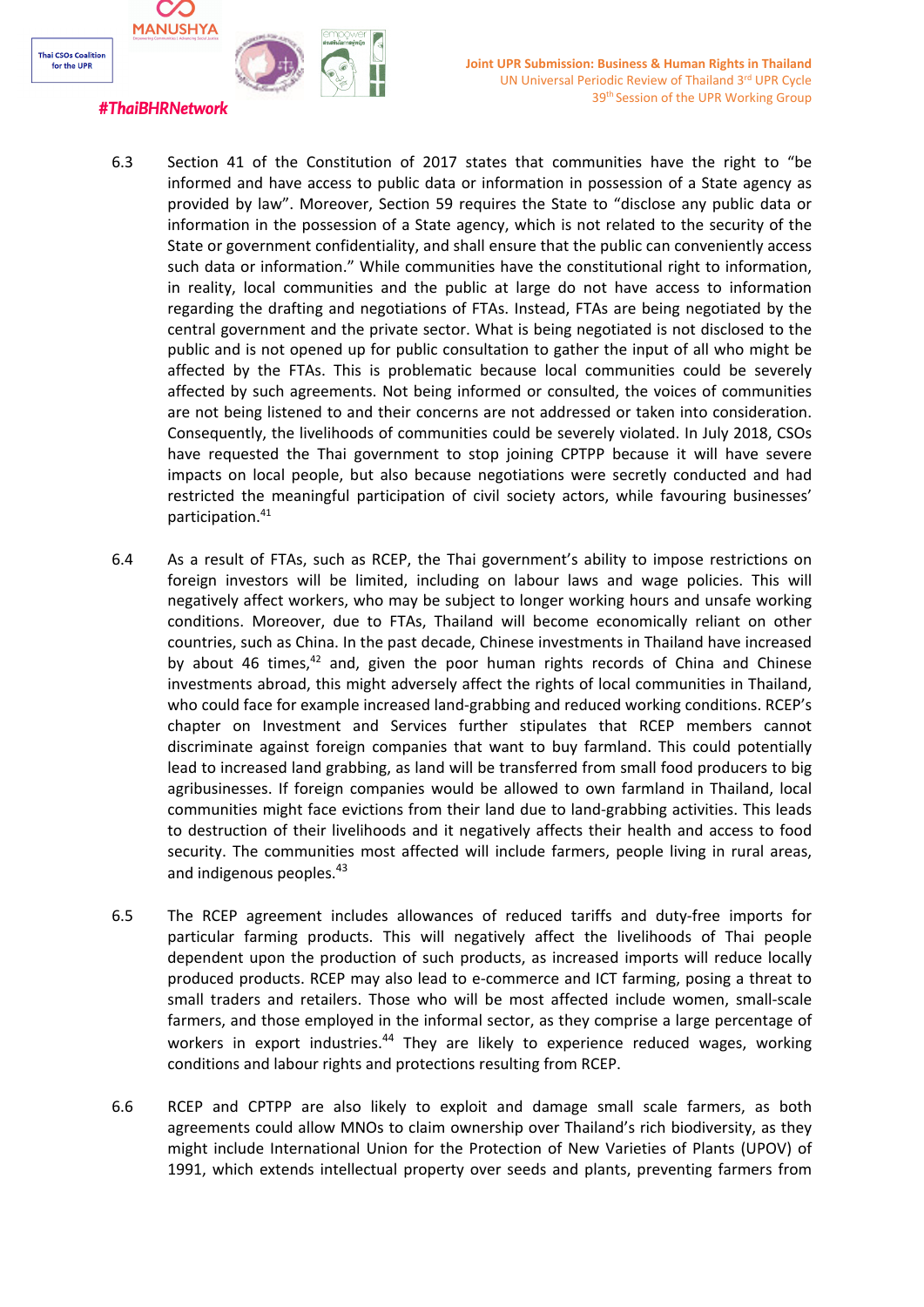6.3 Section 41 of the Constitution of 2017 states that communities have the right to "be informed and have access to public data or information in possession of a State agency as provided by law". Moreover, Section 59 requires the State to "disclose any public data or information in the possession of a State agency, which is not related to the security of the State or government confidentiality, and shall ensure that the public can conveniently access such data or information." While communities have the constitutional right to information, in reality, local communities and the public at large do not have access to information regarding the drafting and negotiations of FTAs. Instead, FTAs are being negotiated by the central government and the private sector. What is being negotiated is not disclosed to the public and is not opened up for public consultation to gather the input of all who might be affected by the FTAs. This is problematic because local communities could be severely affected by such agreements. Not being informed or consulted, the voices of communities are not being listened to and their concerns are not addressed or taken into consideration. Consequently, the livelihoods of communities could be severely violated. In July 2018, CSOs have requested the Thai government to stop joining CPTPP because it will have severe impacts on local people, but also because negotiations were secretly conducted and had restricted the meaningful participation of civil society actors, while favouring businesses' participation.[41]

6.4 As a result of FTAs, such as RCEP, the Thai government's ability to impose restrictions on foreign investors will be limited, including on labour laws and wage policies. This will negatively affect workers, who may be subject to longer working hours and unsafe working conditions. Moreover, due to FTAs, Thailand will become economically reliant on other countries, such as China. In the past decade, Chinese investments in Thailand have increased by about 46 times,[42] and, given the poor human rights records of China and Chinese investments abroad, this might adversely affect the rights of local communities in Thailand, who could face for example increased land-grabbing and reduced working conditions. RCEP's chapter on Investment and Services further stipulates that RCEP members cannot discriminate against foreign companies that want to buy farmland. This could potentially lead to increased land grabbing, as land will be transferred from small food producers to big agribusinesses. If foreign companies would be allowed to own farmland in Thailand, local communities might face evictions from their land due to land-grabbing activities. This leads to destruction of their livelihoods and it negatively affects their health and access to food security. The communities most affected will include farmers, people living in rural areas, and indigenous peoples.[43]

6.5 The RCEP agreement includes allowances of reduced tariffs and duty-free imports for particular farming products. This will negatively affect the livelihoods of Thai people dependent upon the production of such products, as increased imports will reduce locally produced products. RCEP may also lead to e-commerce and ICT farming, posing a threat to small traders and retailers. Those who will be most affected include women, small-scale farmers, and those employed in the informal sector, as they comprise a large percentage of workers in export industries.[44] They are likely to experience reduced wages, working conditions and labour rights and protections resulting from RCEP.

6.6 RCEP and CPTPP are also likely to exploit and damage small scale farmers, as both agreements could allow MNOs to claim ownership over Thailand's rich biodiversity, as they might include International Union for the Protection of New Varieties of Plants (UPOV) of 1991, which extends intellectual property over seeds and plants, preventing farmers from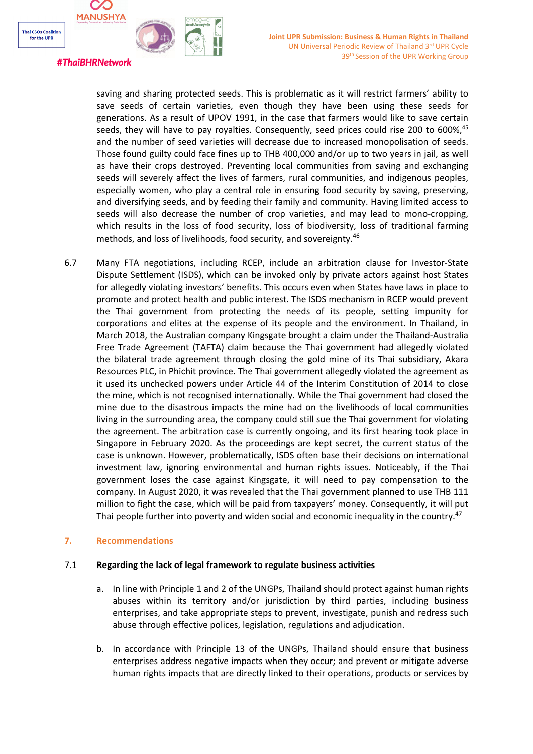saving and sharing protected seeds. This is problematic as it will restrict farmers' ability to save seeds of certain varieties, even though they have been using these seeds for generations. As a result of UPOV 1991, in the case that farmers would like to save certain seeds, they will have to pay royalties. Consequently, seed prices could rise 200 to 600%,[45] and the number of seed varieties will decrease due to increased monopolisation of seeds. Those found guilty could face fines up to THB 400,000 and/or up to two years in jail, as well as have their crops destroyed. Preventing local communities from saving and exchanging seeds will severely affect the lives of farmers, rural communities, and indigenous peoples, especially women, who play a central role in ensuring food security by saving, preserving, and diversifying seeds, and by feeding their family and community. Having limited access to seeds will also decrease the number of crop varieties, and may lead to mono-cropping, which results in the loss of food security, loss of biodiversity, loss of traditional farming methods, and loss of livelihoods, food security, and sovereignty.[46]

6.7 Many FTA negotiations, including RCEP, include an arbitration clause for Investor-State Dispute Settlement (ISDS), which can be invoked only by private actors against host States for allegedly violating investors' benefits. This occurs even when States have laws in place to promote and protect health and public interest. The ISDS mechanism in RCEP would prevent the Thai government from protecting the needs of its people, setting impunity for corporations and elites at the expense of its people and the environment. In Thailand, in March 2018, the Australian company Kingsgate brought a claim under the Thailand-Australia Free Trade Agreement (TAFTA) claim because the Thai government had allegedly violated the bilateral trade agreement through closing the gold mine of its Thai subsidiary, Akara Resources PLC, in Phichit province. The Thai government allegedly violated the agreement as it used its unchecked powers under Article 44 of the Interim Constitution of 2014 to close the mine, which is not recognised internationally. While the Thai government had closed the mine due to the disastrous impacts the mine had on the livelihoods of local communities living in the surrounding area, the company could still sue the Thai government for violating the agreement. The arbitration case is currently ongoing, and its first hearing took place in Singapore in February 2020. As the proceedings are kept secret, the current status of the case is unknown. However, problematically, ISDS often base their decisions on international investment law, ignoring environmental and human rights issues. Noticeably, if the Thai government loses the case against Kingsgate, it will need to pay compensation to the company. In August 2020, it was revealed that the Thai government planned to use THB 111 million to fight the case, which will be paid from taxpayers' money. Consequently, it will put Thai people further into poverty and widen social and economic inequality in the country.[47]

## 7. Recommendations

### 7.1 Regarding the lack of legal framework to regulate business activities

a. In line with Principle 1 and 2 of the UNGPs, Thailand should protect against human rights abuses within its territory and/or jurisdiction by third parties, including business enterprises, and take appropriate steps to prevent, investigate, punish and redress such abuse through effective polices, legislation, regulations and adjudication.

b. In accordance with Principle 13 of the UNGPs, Thailand should ensure that business enterprises address negative impacts when they occur; and prevent or mitigate adverse human rights impacts that are directly linked to their operations, products or services by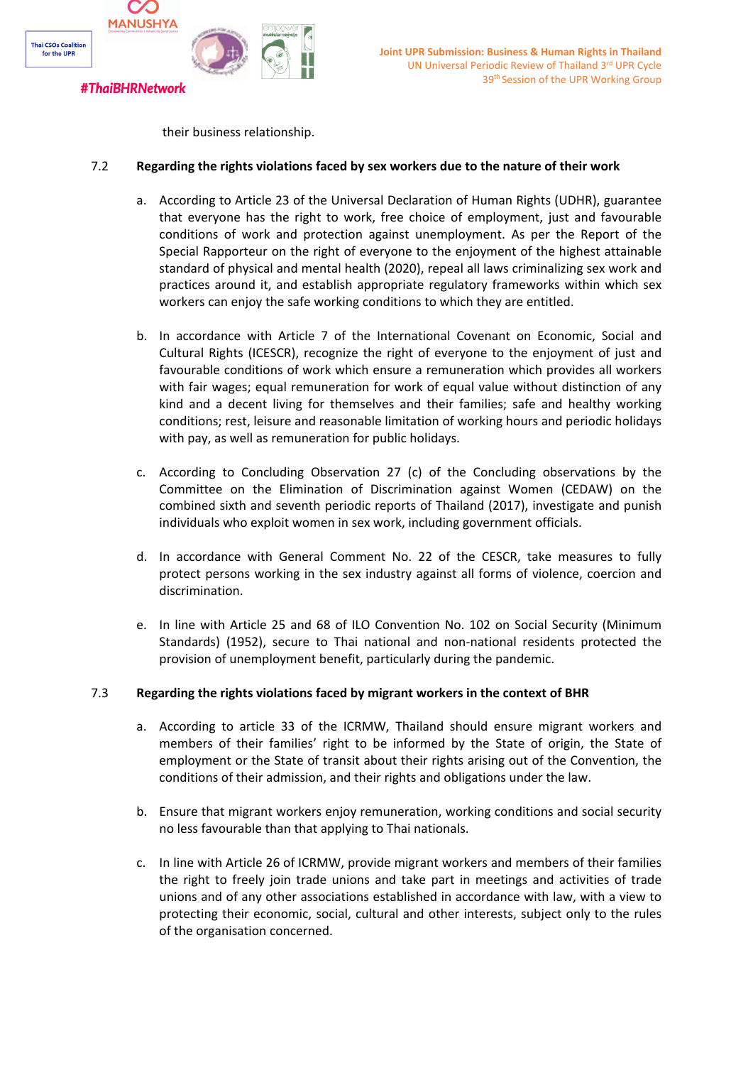their business relationship.

7.2 **Regarding the rights violations faced by sex workers due to the nature of their work**

a. According to Article 23 of the Universal Declaration of Human Rights (UDHR), guarantee that everyone has the right to work, free choice of employment, just and favourable conditions of work and protection against unemployment. As per the Report of the Special Rapporteur on the right of everyone to the enjoyment of the highest attainable standard of physical and mental health (2020), repeal all laws criminalizing sex work and practices around it, and establish appropriate regulatory frameworks within which sex workers can enjoy the safe working conditions to which they are entitled.

b. In accordance with Article 7 of the International Covenant on Economic, Social and Cultural Rights (ICESCR), recognize the right of everyone to the enjoyment of just and favourable conditions of work which ensure a remuneration which provides all workers with fair wages; equal remuneration for work of equal value without distinction of any kind and a decent living for themselves and their families; safe and healthy working conditions; rest, leisure and reasonable limitation of working hours and periodic holidays with pay, as well as remuneration for public holidays.

c. According to Concluding Observation 27 (c) of the Concluding observations by the Committee on the Elimination of Discrimination against Women (CEDAW) on the combined sixth and seventh periodic reports of Thailand (2017), investigate and punish individuals who exploit women in sex work, including government officials.

d. In accordance with General Comment No. 22 of the CESCR, take measures to fully protect persons working in the sex industry against all forms of violence, coercion and discrimination.

e. In line with Article 25 and 68 of ILO Convention No. 102 on Social Security (Minimum Standards) (1952), secure to Thai national and non-national residents protected the provision of unemployment benefit, particularly during the pandemic.

7.3 **Regarding the rights violations faced by migrant workers in the context of BHR**

a. According to article 33 of the ICRMW, Thailand should ensure migrant workers and members of their families' right to be informed by the State of origin, the State of employment or the State of transit about their rights arising out of the Convention, the conditions of their admission, and their rights and obligations under the law.

b. Ensure that migrant workers enjoy remuneration, working conditions and social security no less favourable than that applying to Thai nationals.

c. In line with Article 26 of ICRMW, provide migrant workers and members of their families the right to freely join trade unions and take part in meetings and activities of trade unions and of any other associations established in accordance with law, with a view to protecting their economic, social, cultural and other interests, subject only to the rules of the organisation concerned.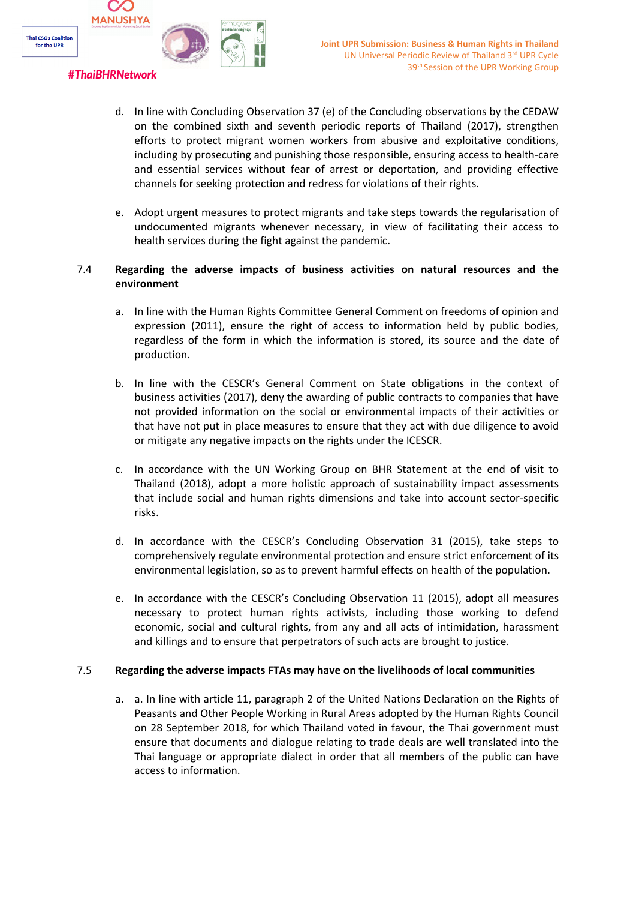d. In line with Concluding Observation 37 (e) of the Concluding observations by the CEDAW on the combined sixth and seventh periodic reports of Thailand (2017), strengthen efforts to protect migrant women workers from abusive and exploitative conditions, including by prosecuting and punishing those responsible, ensuring access to health-care and essential services without fear of arrest or deportation, and providing effective channels for seeking protection and redress for violations of their rights.

e. Adopt urgent measures to protect migrants and take steps towards the regularisation of undocumented migrants whenever necessary, in view of facilitating their access to health services during the fight against the pandemic.

**7.4 Regarding the adverse impacts of business activities on natural resources and the environment**

a. In line with the Human Rights Committee General Comment on freedoms of opinion and expression (2011), ensure the right of access to information held by public bodies, regardless of the form in which the information is stored, its source and the date of production.

b. In line with the CESCR's General Comment on State obligations in the context of business activities (2017), deny the awarding of public contracts to companies that have not provided information on the social or environmental impacts of their activities or that have not put in place measures to ensure that they act with due diligence to avoid or mitigate any negative impacts on the rights under the ICESCR.

c. In accordance with the UN Working Group on BHR Statement at the end of visit to Thailand (2018), adopt a more holistic approach of sustainability impact assessments that include social and human rights dimensions and take into account sector-specific risks.

d. In accordance with the CESCR's Concluding Observation 31 (2015), take steps to comprehensively regulate environmental protection and ensure strict enforcement of its environmental legislation, so as to prevent harmful effects on health of the population.

e. In accordance with the CESCR's Concluding Observation 11 (2015), adopt all measures necessary to protect human rights activists, including those working to defend economic, social and cultural rights, from any and all acts of intimidation, harassment and killings and to ensure that perpetrators of such acts are brought to justice.

**7.5 Regarding the adverse impacts FTAs may have on the livelihoods of local communities**

a. a. In line with article 11, paragraph 2 of the United Nations Declaration on the Rights of Peasants and Other People Working in Rural Areas adopted by the Human Rights Council on 28 September 2018, for which Thailand voted in favour, the Thai government must ensure that documents and dialogue relating to trade deals are well translated into the Thai language or appropriate dialect in order that all members of the public can have access to information.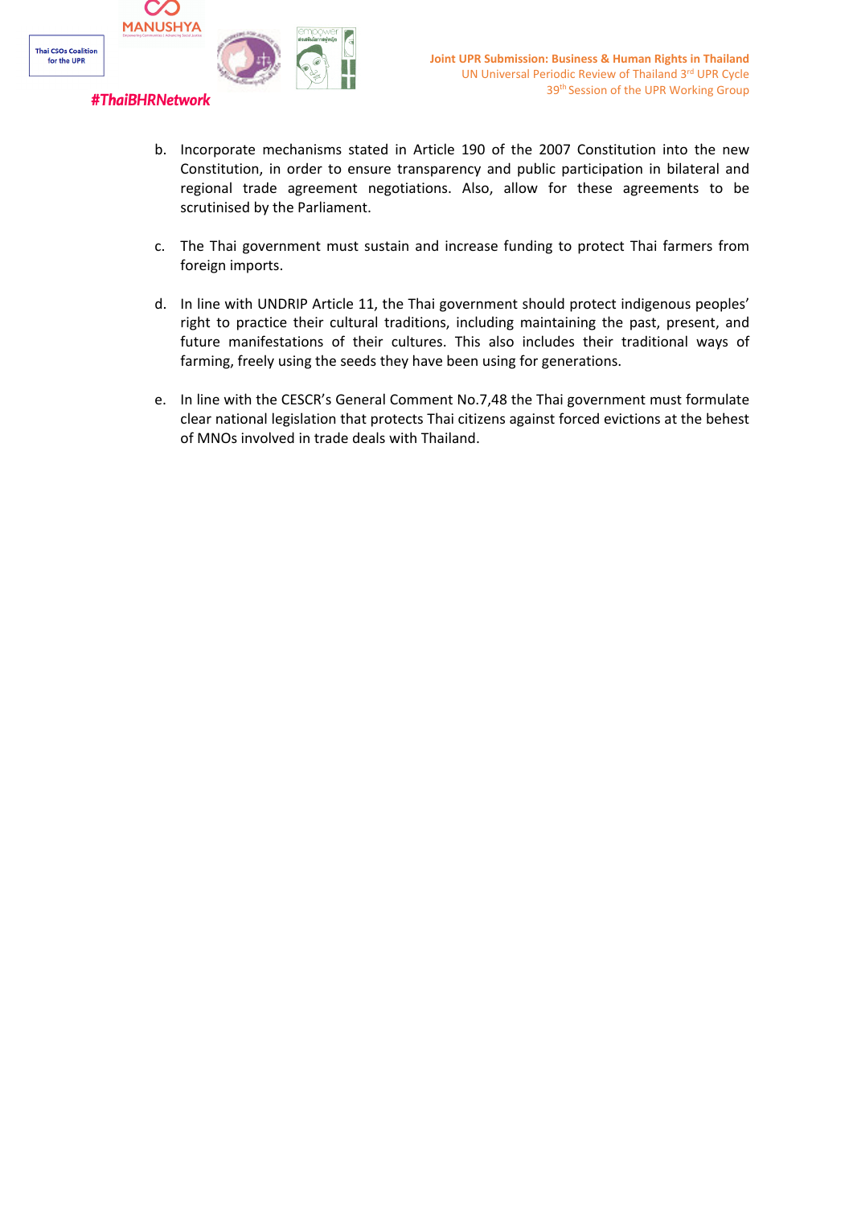b. Incorporate mechanisms stated in Article 190 of the 2007 Constitution into the new Constitution, in order to ensure transparency and public participation in bilateral and regional trade agreement negotiations. Also, allow for these agreements to be scrutinised by the Parliament.

c. The Thai government must sustain and increase funding to protect Thai farmers from foreign imports.

d. In line with UNDRIP Article 11, the Thai government should protect indigenous peoples' right to practice their cultural traditions, including maintaining the past, present, and future manifestations of their cultures. This also includes their traditional ways of farming, freely using the seeds they have been using for generations.

e. In line with the CESCR's General Comment No.7,48 the Thai government must formulate clear national legislation that protects Thai citizens against forced evictions at the behest of MNOs involved in trade deals with Thailand.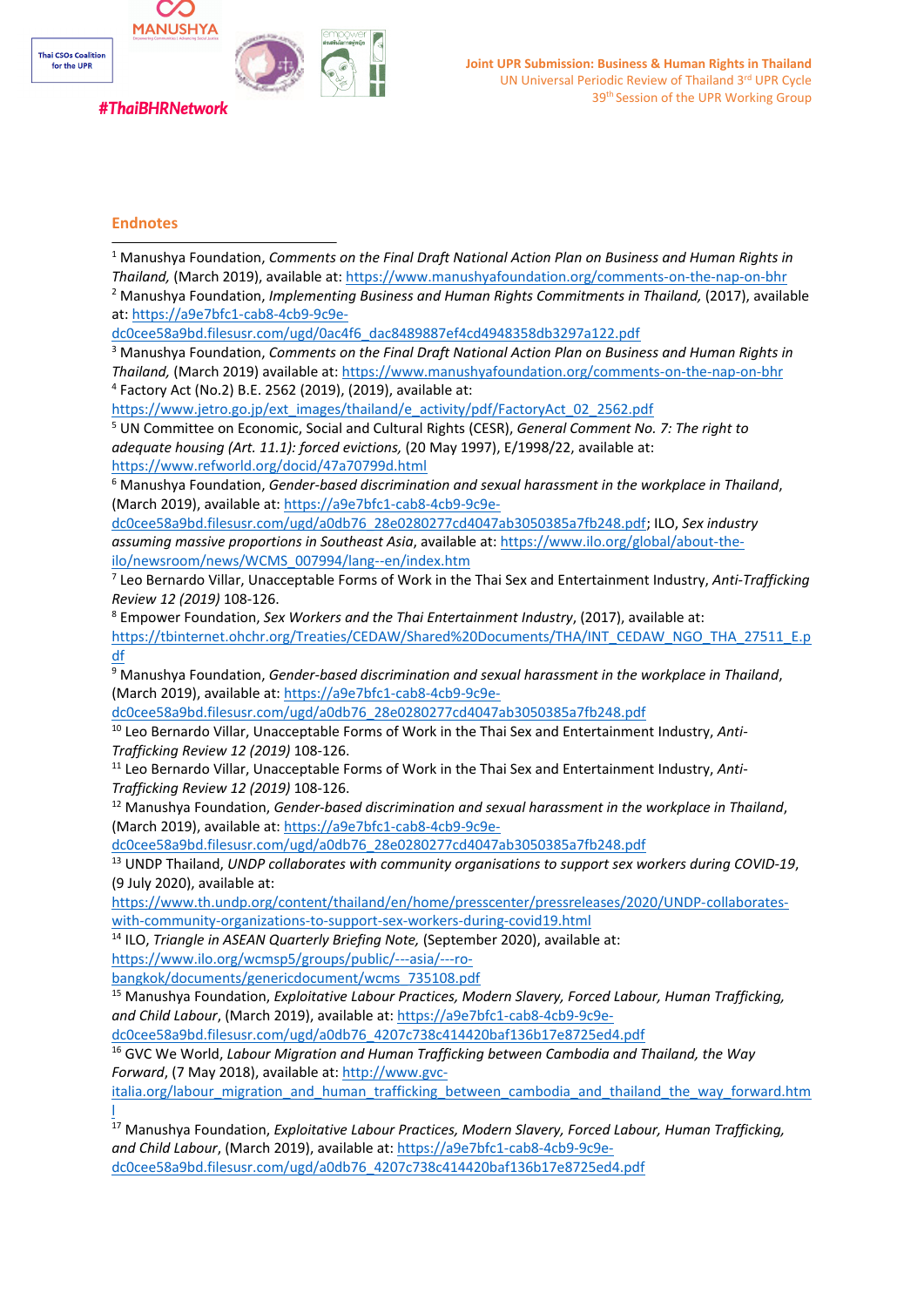## Endnotes

[1] Manushya Foundation, *Comments on the Final Draft National Action Plan on Business and Human Rights in Thailand,* (March 2019), available at: https://www.manushyafoundation.org/comments-on-the-nap-on-bhr

[2] Manushya Foundation, *Implementing Business and Human Rights Commitments in Thailand,* (2017), available at: https://a9e7bfc1-cab8-4cb9-9c9e-dc0cee58a9bd.filesusr.com/ugd/0ac4f6_dac8489887ef4cd4948358db3297a122.pdf

[3] Manushya Foundation, *Comments on the Final Draft National Action Plan on Business and Human Rights in Thailand,* (March 2019), available at: https://www.manushyafoundation.org/comments-on-the-nap-on-bhr

[4] Factory Act (No.2) B.E. 2562 (2019), (2019), available at: https://www.jetro.go.jp/ext_images/thailand/e_activity/pdf/FactoryAct_02_2562.pdf

[5] UN Committee on Economic, Social and Cultural Rights (CESR), *General Comment No. 7: The right to adequate housing (Art. 11.1): forced evictions,* (20 May 1997), E/1998/22, available at: https://www.refworld.org/docid/47a70799d.html

[6] Manushya Foundation, *Gender-based discrimination and sexual harassment in the workplace in Thailand*, (March 2019), available at: https://a9e7bfc1-cab8-4cb9-9c9e-dc0cee58a9bd.filesusr.com/ugd/a0db76_28e0280277cd4047ab3050385a7fb248.pdf; ILO, *Sex industry assuming massive proportions in Southeast Asia*, available at: https://www.ilo.org/global/about-the-ilo/newsroom/news/WCMS_007994/lang--en/index.htm

[7] Leo Bernardo Villar, Unacceptable Forms of Work in the Thai Sex and Entertainment Industry, *Anti-Trafficking Review 12 (2019)* 108-126.

[8] Empower Foundation, *Sex Workers and the Thai Entertainment Industry*, (2017), available at: https://tbinternet.ohchr.org/Treaties/CEDAW/Shared%20Documents/THA/INT_CEDAW_NGO_THA_27511_E.pdf

[9] Manushya Foundation, *Gender-based discrimination and sexual harassment in the workplace in Thailand*, (March 2019), available at: https://a9e7bfc1-cab8-4cb9-9c9e-dc0cee58a9bd.filesusr.com/ugd/a0db76_28e0280277cd4047ab3050385a7fb248.pdf

[10] Leo Bernardo Villar, Unacceptable Forms of Work in the Thai Sex and Entertainment Industry, *Anti-Trafficking Review 12 (2019)* 108-126.

[11] Leo Bernardo Villar, Unacceptable Forms of Work in the Thai Sex and Entertainment Industry, *Anti-Trafficking Review 12 (2019)* 108-126.

[12] Manushya Foundation, *Gender-based discrimination and sexual harassment in the workplace in Thailand*, (March 2019), available at: https://a9e7bfc1-cab8-4cb9-9c9e-dc0cee58a9bd.filesusr.com/ugd/a0db76_28e0280277cd4047ab3050385a7fb248.pdf

[13] UNDP Thailand, *UNDP collaborates with community organisations to support sex workers during COVID-19*, (9 July 2020), available at: https://www.th.undp.org/content/thailand/en/home/presscenter/pressreleases/2020/UNDP-collaborates-with-community-organizations-to-support-sex-workers-during-covid19.html

[14] ILO, *Triangle in ASEAN Quarterly Briefing Note,* (September 2020), available at: https://www.ilo.org/wcmsp5/groups/public/---asia/---ro-bangkok/documents/genericdocument/wcms_735108.pdf

[15] Manushya Foundation, *Exploitative Labour Practices, Modern Slavery, Forced Labour, Human Trafficking, and Child Labour*, (March 2019), available at: https://a9e7bfc1-cab8-4cb9-9c9e-dc0cee58a9bd.filesusr.com/ugd/a0db76_4207c738c414420baf136b17e8725ed4.pdf

[16] GVC We World, *Labour Migration and Human Trafficking between Cambodia and Thailand, the Way Forward*, (7 May 2018), available at: http://www.gvc-italia.org/labour_migration_and_human_trafficking_between_cambodia_and_thailand_the_way_forward.html

[17] Manushya Foundation, *Exploitative Labour Practices, Modern Slavery, Forced Labour, Human Trafficking, and Child Labour*, (March 2019), available at: https://a9e7bfc1-cab8-4cb9-9c9e-dc0cee58a9bd.filesusr.com/ugd/a0db76_4207c738c414420baf136b17e8725ed4.pdf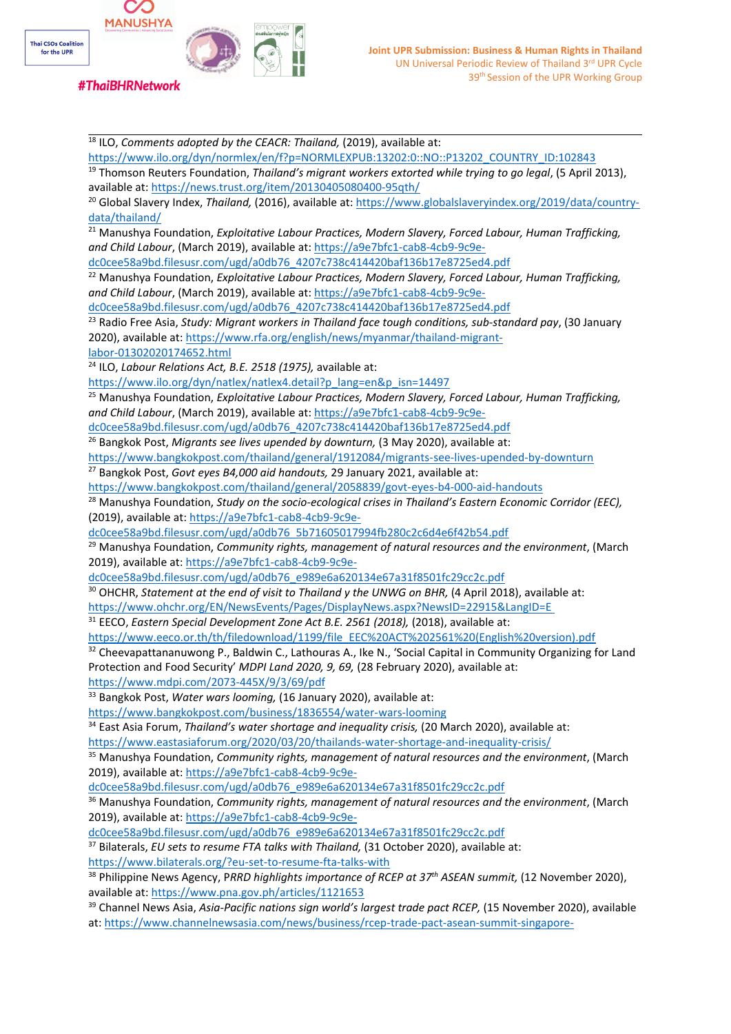[18] ILO, *Comments adopted by the CEACR: Thailand,* (2019), available at: https://www.ilo.org/dyn/normlex/en/f?p=NORMLEXPUB:13202:0::NO::P13202_COUNTRY_ID:102843

[19] Thomson Reuters Foundation, *Thailand's migrant workers extorted while trying to go legal*, (5 April 2013), available at: https://news.trust.org/item/20130405080400-95qth/

[20] Global Slavery Index, *Thailand,* (2016), available at: https://www.globalslaveryindex.org/2019/data/country-data/thailand/

[21] Manushya Foundation, *Exploitative Labour Practices, Modern Slavery, Forced Labour, Human Trafficking, and Child Labour*, (March 2019), available at: https://a9e7bfc1-cab8-4cb9-9c9e-dc0cee58a9bd.filesusr.com/ugd/a0db76_4207c738c414420baf136b17e8725ed4.pdf

[22] Manushya Foundation, *Exploitative Labour Practices, Modern Slavery, Forced Labour, Human Trafficking, and Child Labour*, (March 2019), available at: https://a9e7bfc1-cab8-4cb9-9c9e-dc0cee58a9bd.filesusr.com/ugd/a0db76_4207c738c414420baf136b17e8725ed4.pdf

[23] Radio Free Asia, *Study: Migrant workers in Thailand face tough conditions, sub-standard pay*, (30 January 2020), available at: https://www.rfa.org/english/news/myanmar/thailand-migrant-labor-01302020174652.html

[24] ILO, *Labour Relations Act, B.E. 2518 (1975),* available at: https://www.ilo.org/dyn/natlex/natlex4.detail?p_lang=en&p_isn=14497

[25] Manushya Foundation, *Exploitative Labour Practices, Modern Slavery, Forced Labour, Human Trafficking, and Child Labour*, (March 2019), available at: https://a9e7bfc1-cab8-4cb9-9c9e-dc0cee58a9bd.filesusr.com/ugd/a0db76_4207c738c414420baf136b17e8725ed4.pdf

[26] Bangkok Post, *Migrants see lives upended by downturn,* (3 May 2020), available at: https://www.bangkokpost.com/thailand/general/1912084/migrants-see-lives-upended-by-downturn

[27] Bangkok Post, *Govt eyes B4,000 aid handouts,* 29 January 2021, available at: https://www.bangkokpost.com/thailand/general/2058839/govt-eyes-b4-000-aid-handouts

[28] Manushya Foundation, *Study on the socio-ecological crises in Thailand's Eastern Economic Corridor (EEC),* (2019), available at: https://a9e7bfc1-cab8-4cb9-9c9e-dc0cee58a9bd.filesusr.com/ugd/a0db76_5b71605017994fb280c2c6d4e6f42b54.pdf

[29] Manushya Foundation, *Community rights, management of natural resources and the environment*, (March 2019), available at: https://a9e7bfc1-cab8-4cb9-9c9e-dc0cee58a9bd.filesusr.com/ugd/a0db76_e989e6a620134e67a31f8501fc29cc2c.pdf

[30] OHCHR, *Statement at the end of visit to Thailand y the UNWG on BHR,* (4 April 2018), available at: https://www.ohchr.org/EN/NewsEvents/Pages/DisplayNews.aspx?NewsID=22915&LangID=E

[31] EECO, *Eastern Special Development Zone Act B.E. 2561 (2018),* (2018), available at: https://www.eeco.or.th/th/filedownload/1199/file_EEC%20ACT%202561%20(English%20version).pdf

[32] Cheevapattananuwong P., Baldwin C., Lathouras A., Ike N., 'Social Capital in Community Organizing for Land Protection and Food Security' *MDPI Land 2020, 9, 69,* (28 February 2020), available at: https://www.mdpi.com/2073-445X/9/3/69/pdf

[33] Bangkok Post, *Water wars looming,* (16 January 2020), available at: https://www.bangkokpost.com/business/1836554/water-wars-looming

[34] East Asia Forum, *Thailand's water shortage and inequality crisis,* (20 March 2020), available at: https://www.eastasiaforum.org/2020/03/20/thailands-water-shortage-and-inequality-crisis/

[35] Manushya Foundation, *Community rights, management of natural resources and the environment*, (March 2019), available at: https://a9e7bfc1-cab8-4cb9-9c9e-dc0cee58a9bd.filesusr.com/ugd/a0db76_e989e6a620134e67a31f8501fc29cc2c.pdf

[36] Manushya Foundation, *Community rights, management of natural resources and the environment*, (March 2019), available at: https://a9e7bfc1-cab8-4cb9-9c9e-dc0cee58a9bd.filesusr.com/ugd/a0db76_e989e6a620134e67a31f8501fc29cc2c.pdf

[37] Bilaterals, *EU sets to resume FTA talks with Thailand,* (31 October 2020), available at: https://www.bilaterals.org/?eu-set-to-resume-fta-talks-with

[38] Philippine News Agency, *PRRD highlights importance of RCEP at 37th ASEAN summit,* (12 November 2020), available at: https://www.pna.gov.ph/articles/1121653

[39] Channel News Asia, *Asia-Pacific nations sign world's largest trade pact RCEP,* (15 November 2020), available at: https://www.channelnewsasia.com/news/business/rcep-trade-pact-asean-summit-singapore-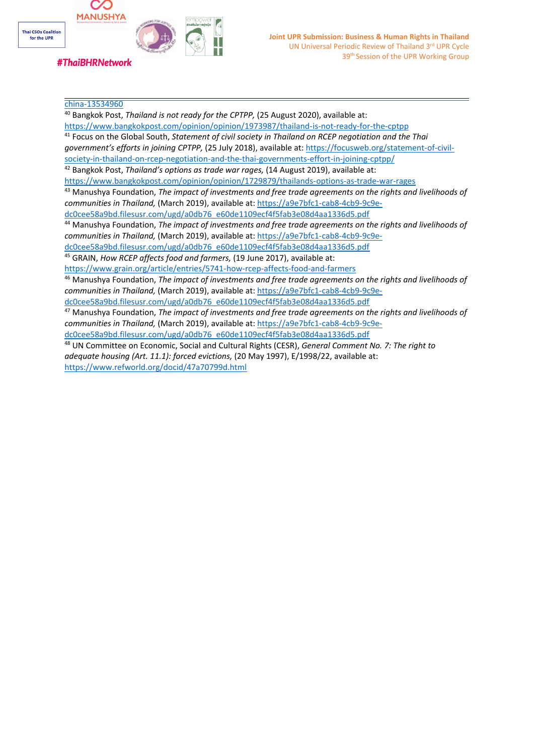china-13534960

[40] Bangkok Post, *Thailand is not ready for the CPTPP,* (25 August 2020), available at: https://www.bangkokpost.com/opinion/opinion/1973987/thailand-is-not-ready-for-the-cptpp

[41] Focus on the Global South, *Statement of civil society in Thailand on RCEP negotiation and the Thai government's efforts in joining CPTPP,* (25 July 2018), available at: https://focusweb.org/statement-of-civil-society-in-thailand-on-rcep-negotiation-and-the-thai-governments-effort-in-joining-cptpp/

[42] Bangkok Post, *Thailand's options as trade war rages,* (14 August 2019), available at: https://www.bangkokpost.com/opinion/opinion/1729879/thailands-options-as-trade-war-rages

[43] Manushya Foundation, *The impact of investments and free trade agreements on the rights and livelihoods of communities in Thailand,* (March 2019), available at: https://a9e7bfc1-cab8-4cb9-9c9e-dc0cee58a9bd.filesusr.com/ugd/a0db76_e60de1109ecf4f5fab3e08d4aa1336d5.pdf

[44] Manushya Foundation, *The impact of investments and free trade agreements on the rights and livelihoods of communities in Thailand,* (March 2019), available at: https://a9e7bfc1-cab8-4cb9-9c9e-dc0cee58a9bd.filesusr.com/ugd/a0db76_e60de1109ecf4f5fab3e08d4aa1336d5.pdf

[45] GRAIN, *How RCEP affects food and farmers,* (19 June 2017), available at: https://www.grain.org/article/entries/5741-how-rcep-affects-food-and-farmers

[46] Manushya Foundation, *The impact of investments and free trade agreements on the rights and livelihoods of communities in Thailand,* (March 2019), available at: https://a9e7bfc1-cab8-4cb9-9c9e-dc0cee58a9bd.filesusr.com/ugd/a0db76_e60de1109ecf4f5fab3e08d4aa1336d5.pdf

[47] Manushya Foundation, *The impact of investments and free trade agreements on the rights and livelihoods of communities in Thailand,* (March 2019), available at: https://a9e7bfc1-cab8-4cb9-9c9e-dc0cee58a9bd.filesusr.com/ugd/a0db76_e60de1109ecf4f5fab3e08d4aa1336d5.pdf

[48] UN Committee on Economic, Social and Cultural Rights (CESR), *General Comment No. 7: The right to adequate housing (Art. 11.1): forced evictions,* (20 May 1997), E/1998/22, available at: https://www.refworld.org/docid/47a70799d.html